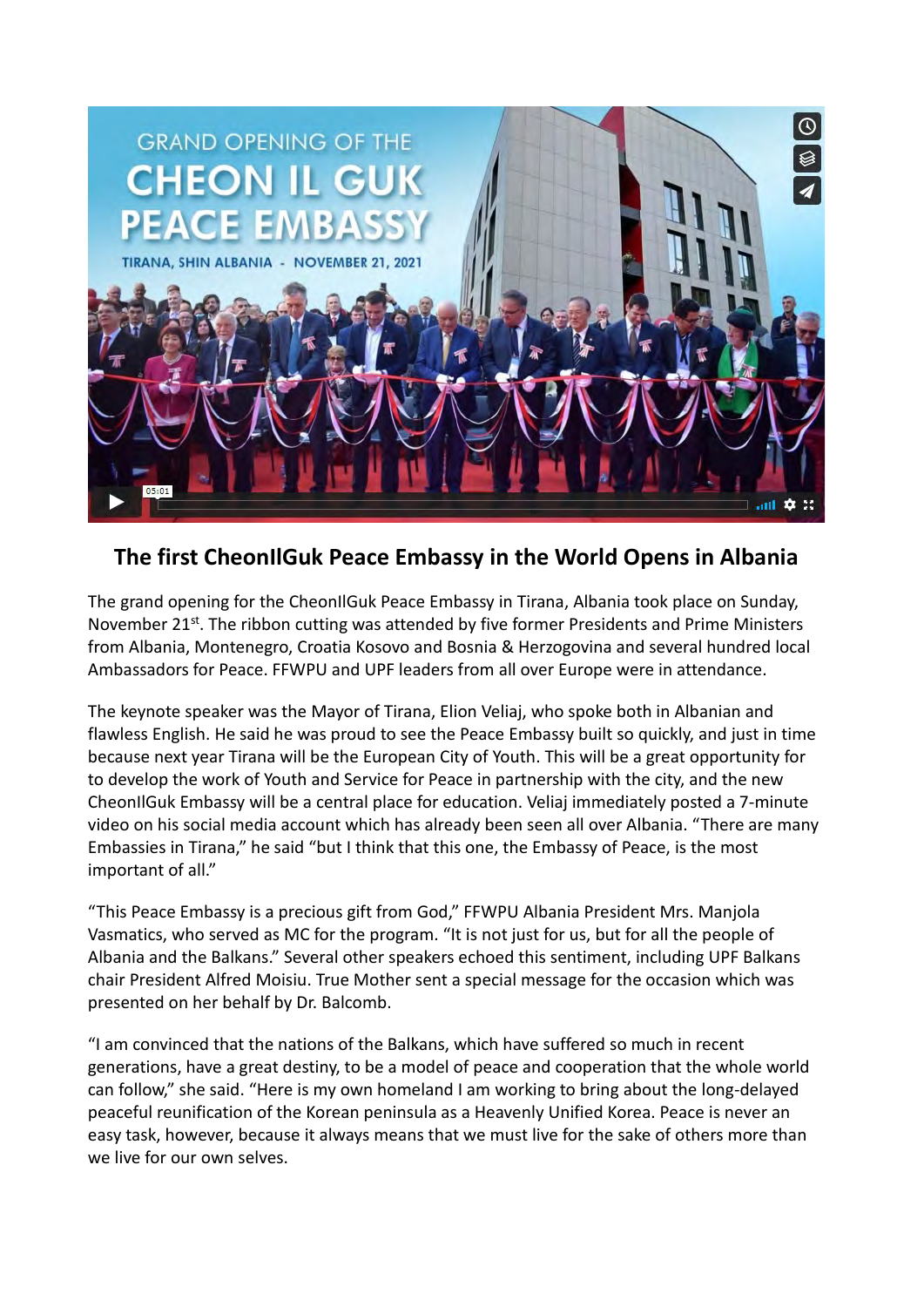## The first CheonIlGuk Peace Embassy in the World Opens in Albania

The grand opening for the CheonIlGuk Peace Embassy in Tirana, Albania took place on Sunday, November 21st. The ribbon cutting was attended by five former Presidents and Prime Ministers from Albania, Montenegro, Croatia Kosovo and Bosnia & Herzogovina and several hundred local Ambassadors for Peace. FFWPU and UPF leaders from all over Europe were in attendance.

The keynote speaker was the Mayor of Tirana, Elion Veliaj, who spoke both in Albanian and flawless English. He said he was proud to see the Peace Embassy built so quickly, and just in time because next year Tirana will be the European City of Youth. This will be a great opportunity for to develop the work of Youth and Service for Peace in partnership with the city, and the new CheonIlGuk Embassy will be a central place for education. Veliaj immediately posted a 7-minute video on his social media account which has already been seen all over Albania. "There are many Embassies in Tirana," he said "but I think that this one, the Embassy of Peace, is the most important of all."

"This Peace Embassy is a precious gift from God," FFWPU Albania President Mrs. Manjola Vasmatics, who served as MC for the program. "It is not just for us, but for all the people of Albania and the Balkans." Several other speakers echoed this sentiment, including UPF Balkans chair President Alfred Moisiu. True Mother sent a special message for the occasion which was presented on her behalf by Dr. Balcomb.

"I am convinced that the nations of the Balkans, which have suffered so much in recent generations, have a great destiny, to be a model of peace and cooperation that the whole world can follow," she said. "Here is my own homeland I am working to bring about the long-delayed peaceful reunification of the Korean peninsula as a Heavenly Unified Korea. Peace is never an easy task, however, because it always means that we must live for the sake of others more than we live for our own selves.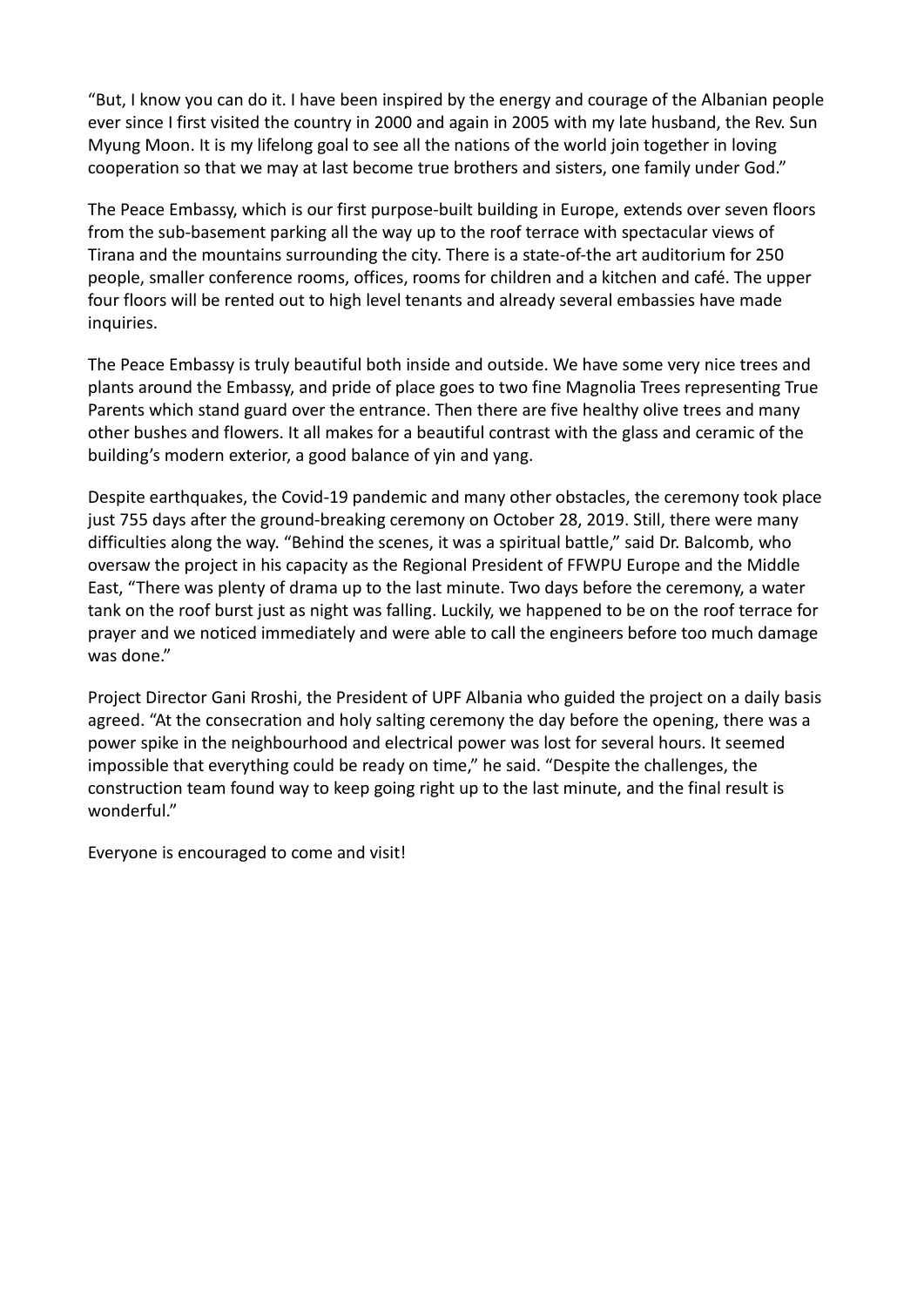"But, I know you can do it. I have been inspired by the energy and courage of the Albanian people ever since I first visited the country in 2000 and again in 2005 with my late husband, the Rev. Sun Myung Moon. It is my lifelong goal to see all the nations of the world join together in loving cooperation so that we may at last become true brothers and sisters, one family under God."

The Peace Embassy, which is our first purpose-built building in Europe, extends over seven floors from the sub-basement parking all the way up to the roof terrace with spectacular views of Tirana and the mountains surrounding the city. There is a state-of-the art auditorium for 250 people, smaller conference rooms, offices, rooms for children and a kitchen and café. The upper four floors will be rented out to high level tenants and already several embassies have made inquiries.

The Peace Embassy is truly beautiful both inside and outside. We have some very nice trees and plants around the Embassy, and pride of place goes to two fine Magnolia Trees representing True Parents which stand guard over the entrance. Then there are five healthy olive trees and many other bushes and flowers. It all makes for a beautiful contrast with the glass and ceramic of the building's modern exterior, a good balance of yin and yang.

Despite earthquakes, the Covid-19 pandemic and many other obstacles, the ceremony took place just 755 days after the ground-breaking ceremony on October 28, 2019. Still, there were many difficulties along the way. "Behind the scenes, it was a spiritual battle," said Dr. Balcomb, who oversaw the project in his capacity as the Regional President of FFWPU Europe and the Middle East, "There was plenty of drama up to the last minute. Two days before the ceremony, a water tank on the roof burst just as night was falling. Luckily, we happened to be on the roof terrace for prayer and we noticed immediately and were able to call the engineers before too much damage was done."

Project Director Gani Rroshi, the President of UPF Albania who guided the project on a daily basis agreed. "At the consecration and holy salting ceremony the day before the opening, there was a power spike in the neighbourhood and electrical power was lost for several hours. It seemed impossible that everything could be ready on time," he said. "Despite the challenges, the construction team found way to keep going right up to the last minute, and the final result is wonderful."

Everyone is encouraged to come and visit!